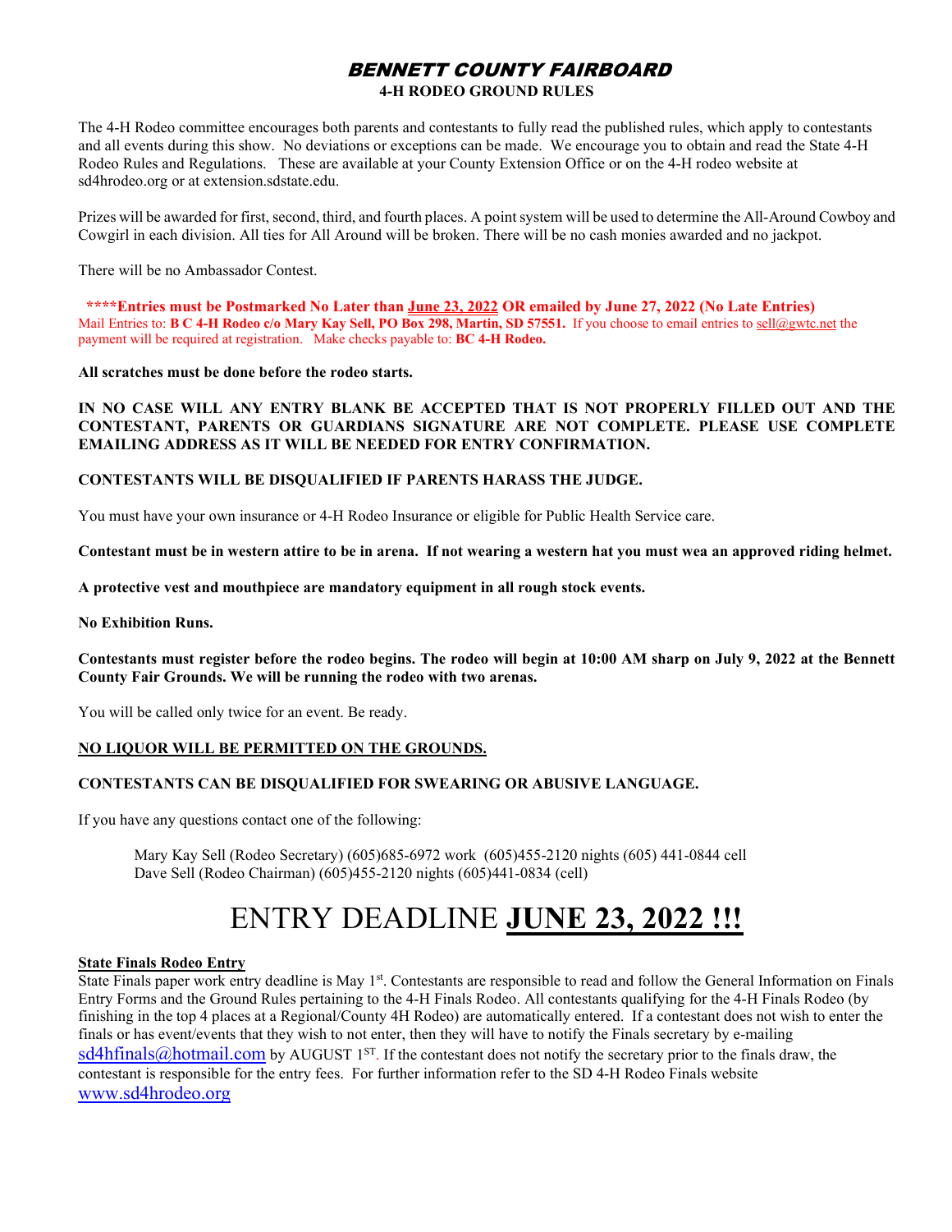# BENNETT COUNTY FAIRBOARD

## 4-H RODEO GROUND RULES

The 4-H Rodeo committee encourages both parents and contestants to fully read the published rules, which apply to contestants and all events during this show. No deviations or exceptions can be made. We encourage you to obtain and read the State 4-H Rodeo Rules and Regulations. These are available at your County Extension Office or on the 4-H rodeo website at sd4hrodeo.org or at extension.sdstate.edu.

Prizes will be awarded for first, second, third, and fourth places. A point system will be used to determine the All-Around Cowboy and Cowgirl in each division. All ties for All Around will be broken. There will be no cash monies awarded and no jackpot.

There will be no Ambassador Contest.

**\*\*\*\*Entries must be Postmarked No Later than June 23, 2022 OR emailed by June 27, 2022 (No Late Entries)**
Mail Entries to: **B C 4-H Rodeo c/o Mary Kay Sell, PO Box 298, Martin, SD 57551.** If you choose to email entries to sell@gwtc.net the payment will be required at registration. Make checks payable to: **BC 4-H Rodeo.**

**All scratches must be done before the rodeo starts.**

**IN NO CASE WILL ANY ENTRY BLANK BE ACCEPTED THAT IS NOT PROPERLY FILLED OUT AND THE CONTESTANT, PARENTS OR GUARDIANS SIGNATURE ARE NOT COMPLETE. PLEASE USE COMPLETE EMAILING ADDRESS AS IT WILL BE NEEDED FOR ENTRY CONFIRMATION.**

**CONTESTANTS WILL BE DISQUALIFIED IF PARENTS HARASS THE JUDGE.**

You must have your own insurance or 4-H Rodeo Insurance or eligible for Public Health Service care.

**Contestant must be in western attire to be in arena. If not wearing a western hat you must wea an approved riding helmet.**

**A protective vest and mouthpiece are mandatory equipment in all rough stock events.**

**No Exhibition Runs.**

**Contestants must register before the rodeo begins. The rodeo will begin at 10:00 AM sharp on July 9, 2022 at the Bennett County Fair Grounds. We will be running the rodeo with two arenas.**

You will be called only twice for an event. Be ready.

**NO LIQUOR WILL BE PERMITTED ON THE GROUNDS.**

**CONTESTANTS CAN BE DISQUALIFIED FOR SWEARING OR ABUSIVE LANGUAGE.**

If you have any questions contact one of the following:

Mary Kay Sell (Rodeo Secretary) (605)685-6972 work (605)455-2120 nights (605) 441-0844 cell
Dave Sell (Rodeo Chairman) (605)455-2120 nights (605)441-0834 (cell)

# ENTRY DEADLINE **JUNE 23, 2022 !!!**

**State Finals Rodeo Entry**

State Finals paper work entry deadline is May 1st. Contestants are responsible to read and follow the General Information on Finals Entry Forms and the Ground Rules pertaining to the 4-H Finals Rodeo. All contestants qualifying for the 4-H Finals Rodeo (by finishing in the top 4 places at a Regional/County 4H Rodeo) are automatically entered. If a contestant does not wish to enter the finals or has event/events that they wish to not enter, then they will have to notify the Finals secretary by e-mailing sd4hfinals@hotmail.com by AUGUST 1ST. If the contestant does not notify the secretary prior to the finals draw, the contestant is responsible for the entry fees. For further information refer to the SD 4-H Rodeo Finals website www.sd4hrodeo.org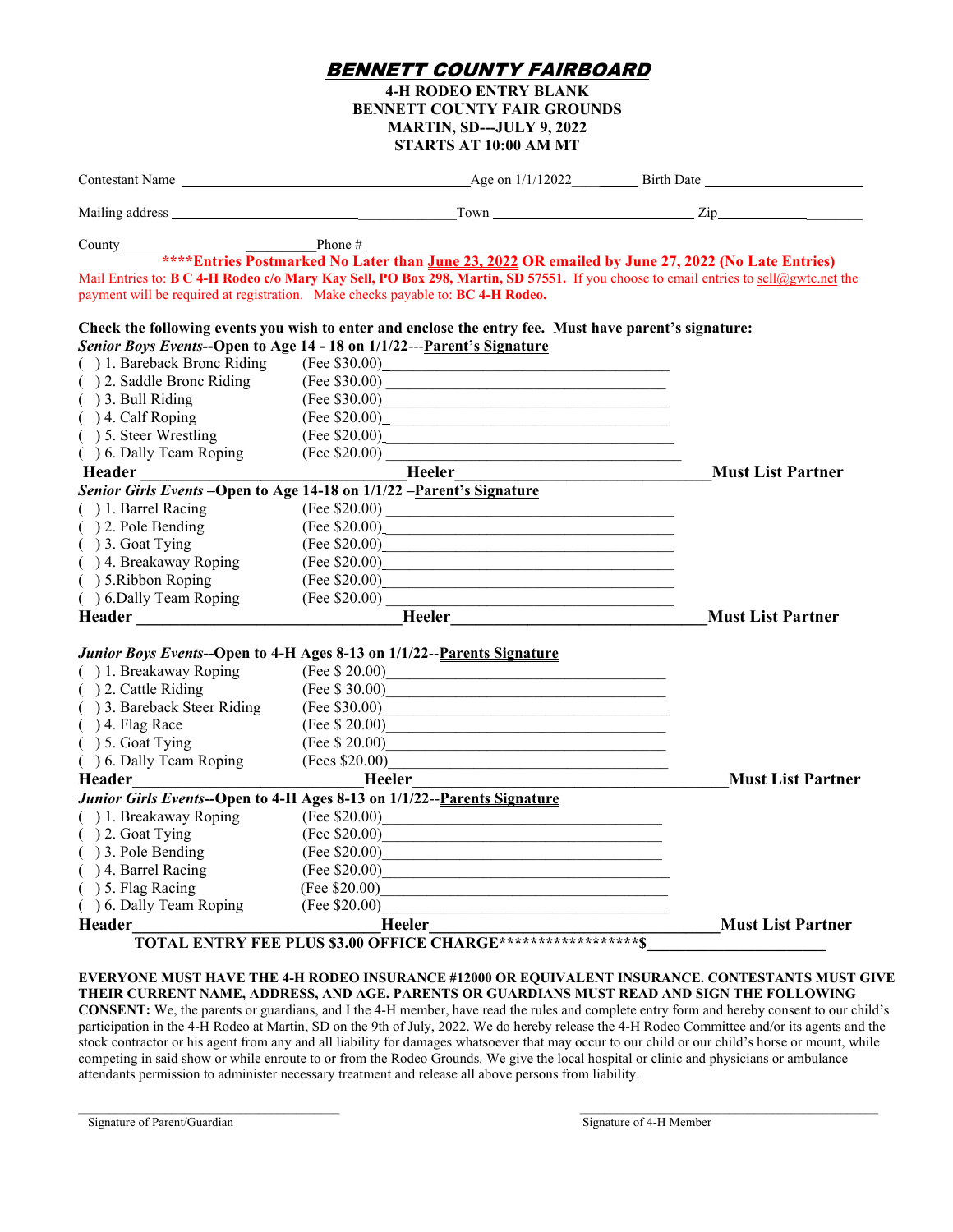# *BENNETT COUNTY FAIRBOARD*

**4-H RODEO ENTRY BLANK**
**BENNETT COUNTY FAIR GROUNDS**
**MARTIN, SD---JULY 9, 2022**
**STARTS AT 10:00 AM MT**

Contestant Name ______________________________ Age on 1/1/12022__________ Birth Date ____________________

Mailing address ______________________________ Town ______________________ Zip____________________

County ____________________ Phone # ____________________

**\*\*\*\*Entries Postmarked No Later than June 23, 2022 OR emailed by June 27, 2022 (No Late Entries)**

Mail Entries to: **B C 4-H Rodeo c/o Mary Kay Sell, PO Box 298, Martin, SD 57551.** If you choose to email entries to sell@gwtc.net the payment will be required at registration. Make checks payable to: **BC 4-H Rodeo.**

**Check the following events you wish to enter and enclose the entry fee. Must have parent's signature:**

***Senior Boys Events*--Open to Age 14 - 18 on 1/1/22---Parent's Signature**

( ) 1. Bareback Bronc Riding (Fee $30.00)____________________

( ) 2. Saddle Bronc Riding (Fee $30.00) ____________________

( ) 3. Bull Riding (Fee $30.00)____________________

( ) 4. Calf Roping (Fee $20.00)____________________

( ) 5. Steer Wrestling (Fee $20.00)____________________

( ) 6. Dally Team Roping (Fee $20.00) ____________________

**Header ____________________ Heeler ____________________ Must List Partner**

***Senior Girls Events* –Open to Age 14-18 on 1/1/22 –Parent's Signature**

( ) 1. Barrel Racing (Fee $20.00) ____________________

( ) 2. Pole Bending (Fee $20.00)____________________

( ) 3. Goat Tying (Fee $20.00)____________________

( ) 4. Breakaway Roping (Fee $20.00)____________________

( ) 5.Ribbon Roping (Fee $20.00)____________________

( ) 6.Dally Team Roping (Fee $20.00)____________________

**Header ____________________ Heeler ____________________ Must List Partner**

***Junior Boys Events*--Open to 4-H Ages 8-13 on 1/1/22--Parents Signature**

( ) 1. Breakaway Roping (Fee $ 20.00)____________________

( ) 2. Cattle Riding (Fee $ 30.00)____________________

( ) 3. Bareback Steer Riding (Fee $30.00)____________________

( ) 4. Flag Race (Fee $ 20.00)____________________

( ) 5. Goat Tying (Fee $ 20.00)____________________

( ) 6. Dally Team Roping (Fees $20.00)____________________

**Header____________________ Heeler ____________________ Must List Partner**

***Junior Girls Events*--Open to 4-H Ages 8-13 on 1/1/22--Parents Signature**

( ) 1. Breakaway Roping (Fee $20.00)____________________

( ) 2. Goat Tying (Fee $20.00)____________________

( ) 3. Pole Bending (Fee $20.00)____________________

( ) 4. Barrel Racing (Fee $20.00)____________________

( ) 5. Flag Racing (Fee $20.00)____________________

( ) 6. Dally Team Roping (Fee $20.00)____________________

**Header____________________ Heeler ____________________ Must List Partner**

**TOTAL ENTRY FEE PLUS $3.00 OFFICE CHARGE\*\*\*\*\*\*\*\*\*\*\*\*\*\*\*\*\*\*\*$____________________**

**EVERYONE MUST HAVE THE 4-H RODEO INSURANCE #12000 OR EQUIVALENT INSURANCE. CONTESTANTS MUST GIVE THEIR CURRENT NAME, ADDRESS, AND AGE. PARENTS OR GUARDIANS MUST READ AND SIGN THE FOLLOWING CONSENT:** We, the parents or guardians, and I the 4-H member, have read the rules and complete entry form and hereby consent to our child's participation in the 4-H Rodeo at Martin, SD on the 9th of July, 2022. We do hereby release the 4-H Rodeo Committee and/or its agents and the stock contractor or his agent from any and all liability for damages whatsoever that may occur to our child or our child's horse or mount, while competing in said show or while enroute to or from the Rodeo Grounds. We give the local hospital or clinic and physicians or ambulance attendants permission to administer necessary treatment and release all above persons from liability.

____________________ Signature of Parent/Guardian

____________________ Signature of 4-H Member